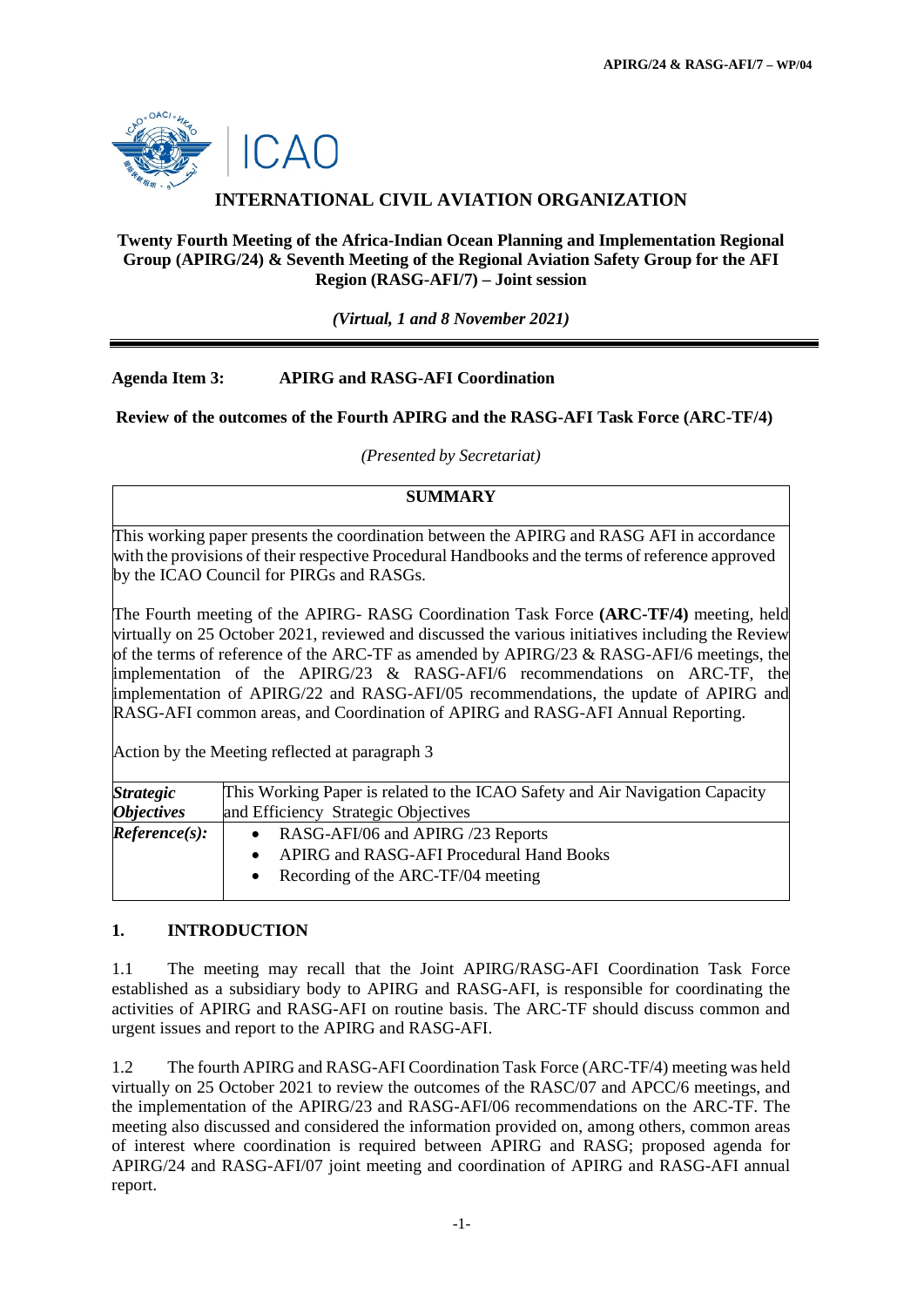# INTERNATIONAL CIVIL AVIATION ORGANIZATION

**Twenty Fourth Meeting of the Africa-Indian Ocean Planning and Implementation Regional Group (APIRG/24) & Seventh Meeting of the Regional Aviation Safety Group for the AFI Region (RASG-AFI/7) – Joint session**

*(Virtual, 1 and 8 November 2021)*

**Agenda Item 3: APIRG and RASG-AFI Coordination**

**Review of the outcomes of the Fourth APIRG and the RASG-AFI Task Force (ARC-TF/4)**

*(Presented by Secretariat)*

| **SUMMARY** | |
|---|---|
| This working paper presents the coordination between the APIRG and RASG AFI in accordance with the provisions of their respective Procedural Handbooks and the terms of reference approved by the ICAO Council for PIRGs and RASGs.<br><br>The Fourth meeting of the APIRG- RASG Coordination Task Force **(ARC-TF/4)** meeting, held virtually on 25 October 2021, reviewed and discussed the various initiatives including the Review of the terms of reference of the ARC-TF as amended by APIRG/23 & RASG-AFI/6 meetings, the implementation of the APIRG/23 & RASG-AFI/6 recommendations on ARC-TF, the implementation of APIRG/22 and RASG-AFI/05 recommendations, the update of APIRG and RASG-AFI common areas, and Coordination of APIRG and RASG-AFI Annual Reporting.<br><br>Action by the Meeting reflected at paragraph 3 | |
| ***Strategic Objectives*** | This Working Paper is related to the ICAO Safety and Air Navigation Capacity and Efficiency Strategic Objectives |
| ***Reference(s):*** | • RASG-AFI/06 and APIRG /23 Reports<br>• APIRG and RASG-AFI Procedural Hand Books<br>• Recording of the ARC-TF/04 meeting |

## 1. INTRODUCTION

1.1 The meeting may recall that the Joint APIRG/RASG-AFI Coordination Task Force established as a subsidiary body to APIRG and RASG-AFI, is responsible for coordinating the activities of APIRG and RASG-AFI on routine basis. The ARC-TF should discuss common and urgent issues and report to the APIRG and RASG-AFI.

1.2 The fourth APIRG and RASG-AFI Coordination Task Force (ARC-TF/4) meeting was held virtually on 25 October 2021 to review the outcomes of the RASC/07 and APCC/6 meetings, and the implementation of the APIRG/23 and RASG-AFI/06 recommendations on the ARC-TF. The meeting also discussed and considered the information provided on, among others, common areas of interest where coordination is required between APIRG and RASG; proposed agenda for APIRG/24 and RASG-AFI/07 joint meeting and coordination of APIRG and RASG-AFI annual report.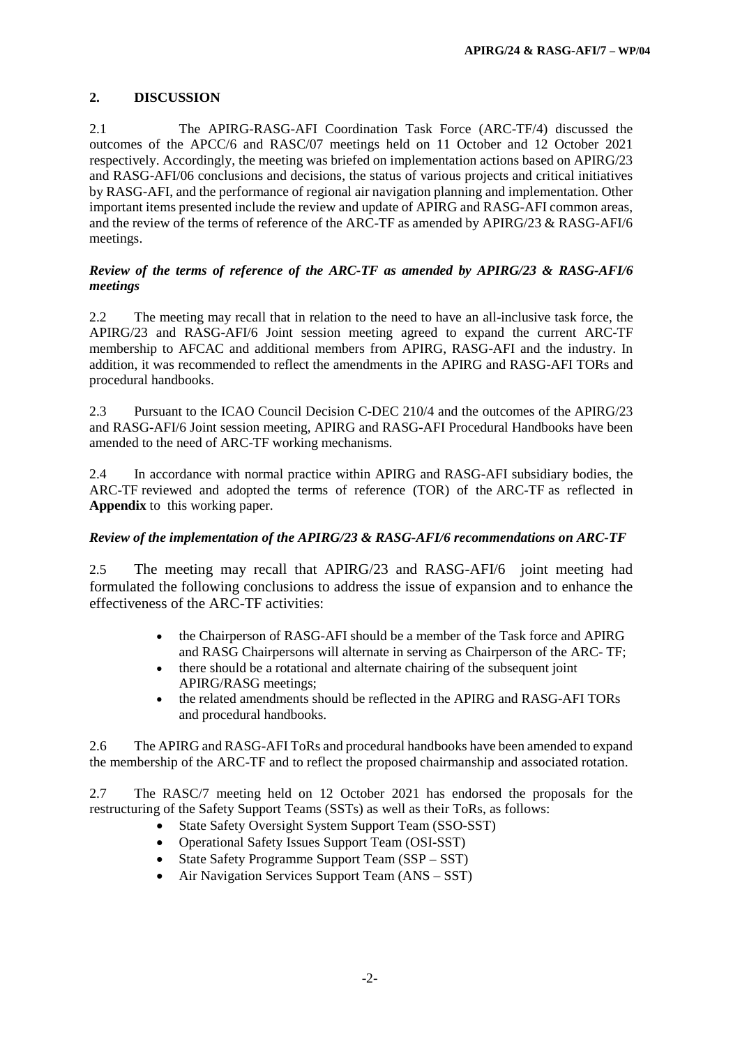## 2. DISCUSSION

2.1 The APIRG-RASG-AFI Coordination Task Force (ARC-TF/4) discussed the outcomes of the APCC/6 and RASC/07 meetings held on 11 October and 12 October 2021 respectively. Accordingly, the meeting was briefed on implementation actions based on APIRG/23 and RASG-AFI/06 conclusions and decisions, the status of various projects and critical initiatives by RASG-AFI, and the performance of regional air navigation planning and implementation. Other important items presented include the review and update of APIRG and RASG-AFI common areas, and the review of the terms of reference of the ARC-TF as amended by APIRG/23 & RASG-AFI/6 meetings.

***Review of the terms of reference of the ARC-TF as amended by APIRG/23 & RASG-AFI/6 meetings***

2.2 The meeting may recall that in relation to the need to have an all-inclusive task force, the APIRG/23 and RASG-AFI/6 Joint session meeting agreed to expand the current ARC-TF membership to AFCAC and additional members from APIRG, RASG-AFI and the industry. In addition, it was recommended to reflect the amendments in the APIRG and RASG-AFI TORs and procedural handbooks.

2.3 Pursuant to the ICAO Council Decision C-DEC 210/4 and the outcomes of the APIRG/23 and RASG-AFI/6 Joint session meeting, APIRG and RASG-AFI Procedural Handbooks have been amended to the need of ARC-TF working mechanisms.

2.4 In accordance with normal practice within APIRG and RASG-AFI subsidiary bodies, the ARC-TF reviewed and adopted the terms of reference (TOR) of the ARC-TF as reflected in **Appendix** to this working paper.

***Review of the implementation of the APIRG/23 & RASG-AFI/6 recommendations on ARC-TF***

2.5 The meeting may recall that APIRG/23 and RASG-AFI/6 joint meeting had formulated the following conclusions to address the issue of expansion and to enhance the effectiveness of the ARC-TF activities:

- the Chairperson of RASG-AFI should be a member of the Task force and APIRG and RASG Chairpersons will alternate in serving as Chairperson of the ARC- TF;
- there should be a rotational and alternate chairing of the subsequent joint APIRG/RASG meetings;
- the related amendments should be reflected in the APIRG and RASG-AFI TORs and procedural handbooks.

2.6 The APIRG and RASG-AFI ToRs and procedural handbooks have been amended to expand the membership of the ARC-TF and to reflect the proposed chairmanship and associated rotation.

2.7 The RASC/7 meeting held on 12 October 2021 has endorsed the proposals for the restructuring of the Safety Support Teams (SSTs) as well as their ToRs, as follows:

- State Safety Oversight System Support Team (SSO-SST)
- Operational Safety Issues Support Team (OSI-SST)
- State Safety Programme Support Team (SSP – SST)
- Air Navigation Services Support Team (ANS – SST)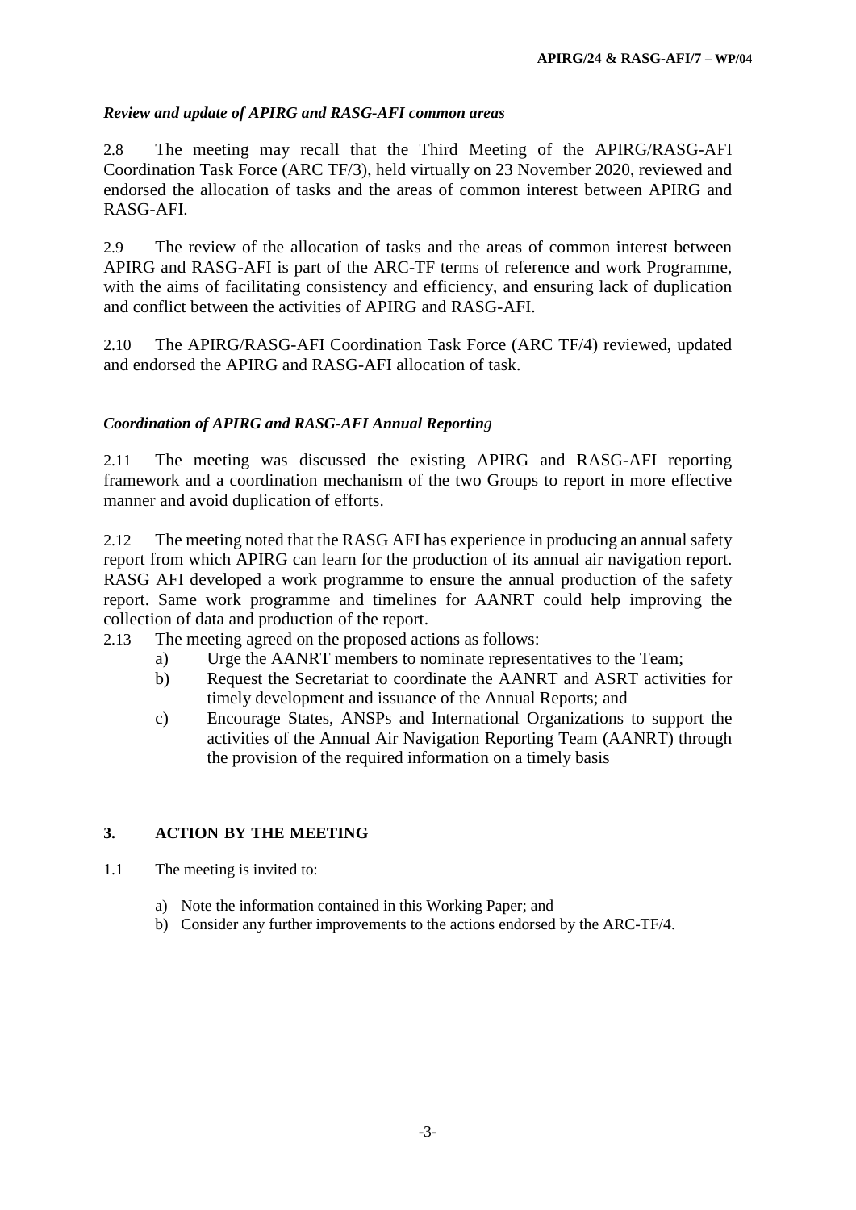*Review and update of APIRG and RASG-AFI common areas*

2.8 The meeting may recall that the Third Meeting of the APIRG/RASG-AFI Coordination Task Force (ARC TF/3), held virtually on 23 November 2020, reviewed and endorsed the allocation of tasks and the areas of common interest between APIRG and RASG-AFI.

2.9 The review of the allocation of tasks and the areas of common interest between APIRG and RASG-AFI is part of the ARC-TF terms of reference and work Programme, with the aims of facilitating consistency and efficiency, and ensuring lack of duplication and conflict between the activities of APIRG and RASG-AFI.

2.10 The APIRG/RASG-AFI Coordination Task Force (ARC TF/4) reviewed, updated and endorsed the APIRG and RASG-AFI allocation of task.

*Coordination of APIRG and RASG-AFI Annual Reporting*

2.11 The meeting was discussed the existing APIRG and RASG-AFI reporting framework and a coordination mechanism of the two Groups to report in more effective manner and avoid duplication of efforts.

2.12 The meeting noted that the RASG AFI has experience in producing an annual safety report from which APIRG can learn for the production of its annual air navigation report. RASG AFI developed a work programme to ensure the annual production of the safety report. Same work programme and timelines for AANRT could help improving the collection of data and production of the report.

2.13 The meeting agreed on the proposed actions as follows:

a) Urge the AANRT members to nominate representatives to the Team;
b) Request the Secretariat to coordinate the AANRT and ASRT activities for timely development and issuance of the Annual Reports; and
c) Encourage States, ANSPs and International Organizations to support the activities of the Annual Air Navigation Reporting Team (AANRT) through the provision of the required information on a timely basis

## 3. ACTION BY THE MEETING

1.1 The meeting is invited to:

a) Note the information contained in this Working Paper; and
b) Consider any further improvements to the actions endorsed by the ARC-TF/4.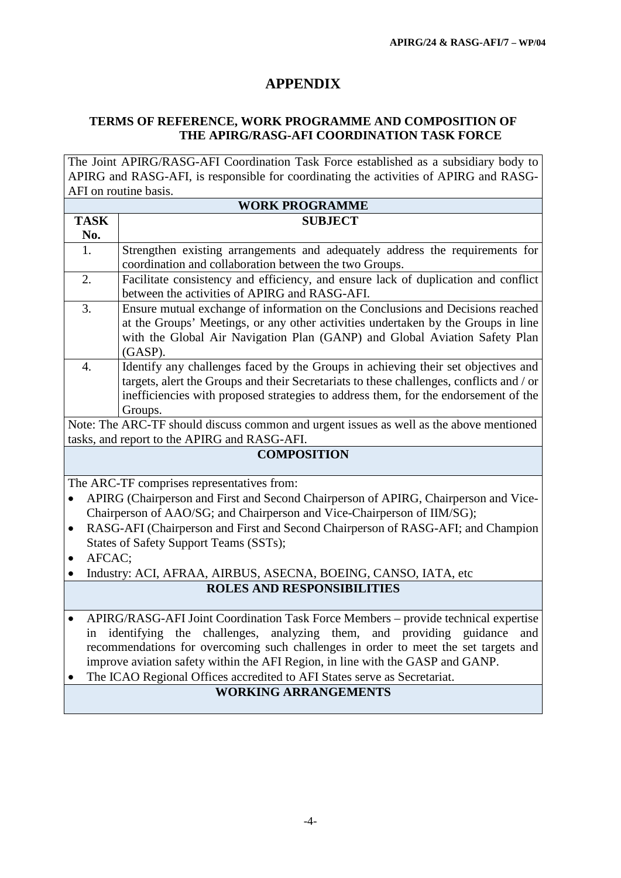# APPENDIX

## TERMS OF REFERENCE, WORK PROGRAMME AND COMPOSITION OF THE APIRG/RASG-AFI COORDINATION TASK FORCE

The Joint APIRG/RASG-AFI Coordination Task Force established as a subsidiary body to APIRG and RASG-AFI, is responsible for coordinating the activities of APIRG and RASG-AFI on routine basis.

### WORK PROGRAMME

| TASK No. | SUBJECT |
|---|---|
| 1. | Strengthen existing arrangements and adequately address the requirements for coordination and collaboration between the two Groups. |
| 2. | Facilitate consistency and efficiency, and ensure lack of duplication and conflict between the activities of APIRG and RASG-AFI. |
| 3. | Ensure mutual exchange of information on the Conclusions and Decisions reached at the Groups' Meetings, or any other activities undertaken by the Groups in line with the Global Air Navigation Plan (GANP) and Global Aviation Safety Plan (GASP). |
| 4. | Identify any challenges faced by the Groups in achieving their set objectives and targets, alert the Groups and their Secretariats to these challenges, conflicts and / or inefficiencies with proposed strategies to address them, for the endorsement of the Groups. |

Note: The ARC-TF should discuss common and urgent issues as well as the above mentioned tasks, and report to the APIRG and RASG-AFI.

### COMPOSITION

The ARC-TF comprises representatives from:

- APIRG (Chairperson and First and Second Chairperson of APIRG, Chairperson and Vice-Chairperson of AAO/SG; and Chairperson and Vice-Chairperson of IIM/SG);
- RASG-AFI (Chairperson and First and Second Chairperson of RASG-AFI; and Champion States of Safety Support Teams (SSTs);
- AFCAC;
- Industry: ACI, AFRAA, AIRBUS, ASECNA, BOEING, CANSO, IATA, etc

### ROLES AND RESPONSIBILITIES

- APIRG/RASG-AFI Joint Coordination Task Force Members – provide technical expertise in identifying the challenges, analyzing them, and providing guidance and recommendations for overcoming such challenges in order to meet the set targets and improve aviation safety within the AFI Region, in line with the GASP and GANP.
- The ICAO Regional Offices accredited to AFI States serve as Secretariat.

### WORKING ARRANGEMENTS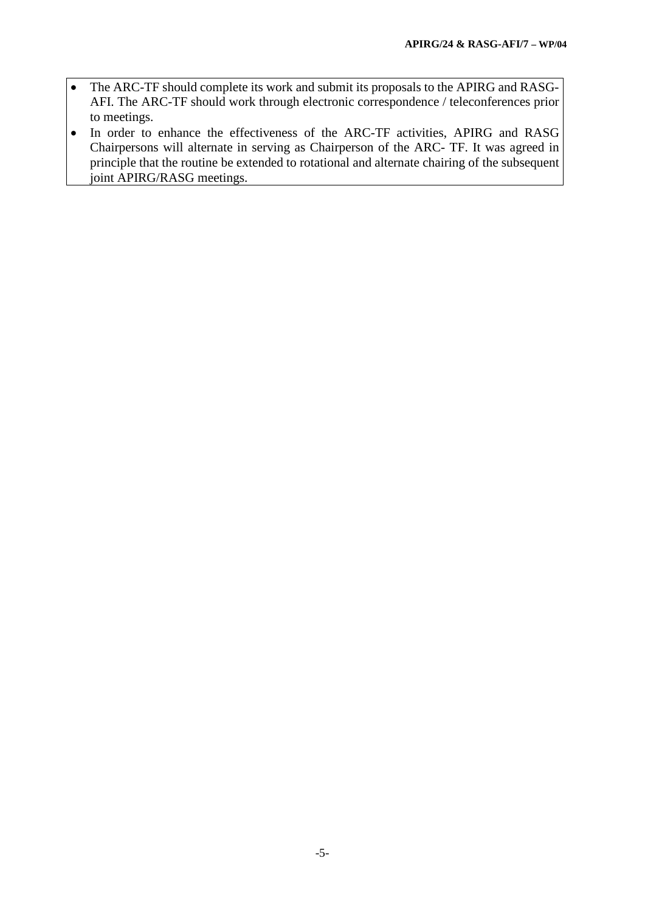- The ARC-TF should complete its work and submit its proposals to the APIRG and RASG-AFI. The ARC-TF should work through electronic correspondence / teleconferences prior to meetings.
- In order to enhance the effectiveness of the ARC-TF activities, APIRG and RASG Chairpersons will alternate in serving as Chairperson of the ARC- TF. It was agreed in principle that the routine be extended to rotational and alternate chairing of the subsequent joint APIRG/RASG meetings.